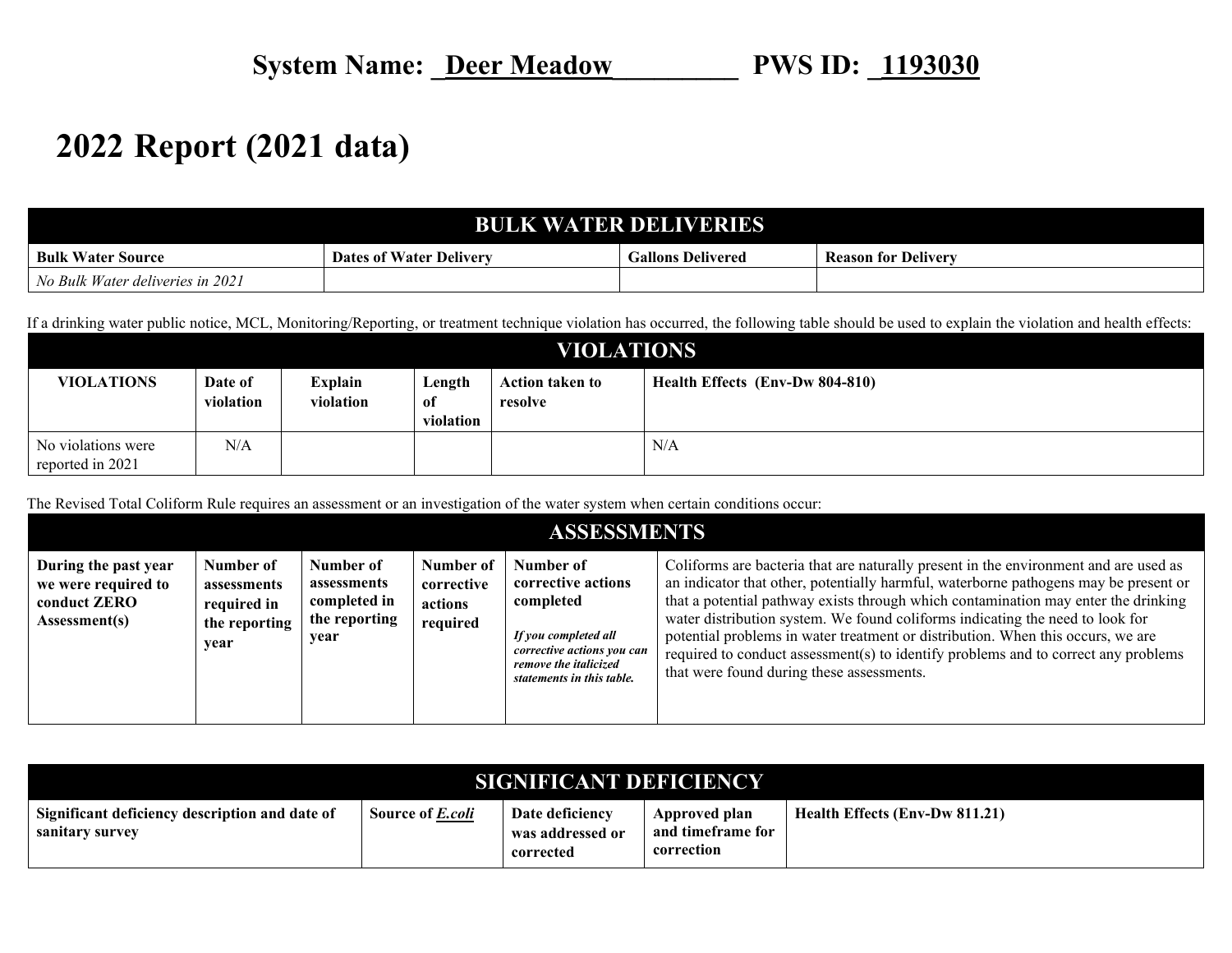# System Name: Deer Meadow PWS ID: 1193030

# 2022 Report (2021 data)

| BULK WATER DELIVERIES | | | |
|---|---|---|---|
| **Bulk Water Source** | **Dates of Water Delivery** | **Gallons Delivered** | **Reason for Delivery** |
| *No Bulk Water deliveries in 2021* | | | |

If a drinking water public notice, MCL, Monitoring/Reporting, or treatment technique violation has occurred, the following table should be used to explain the violation and health effects:

| VIOLATIONS | | | | | |
|---|---|---|---|---|---|
| **VIOLATIONS** | **Date of violation** | **Explain violation** | **Length of violation** | **Action taken to resolve** | **Health Effects (Env-Dw 804-810)** |
| No violations were reported in 2021 | N/A | | | | N/A |

The Revised Total Coliform Rule requires an assessment or an investigation of the water system when certain conditions occur:

| ASSESSMENTS | | | | | |
|---|---|---|---|---|---|
| **During the past year we were required to conduct ZERO Assessment(s)** | **Number of assessments required in the reporting year** | **Number of assessments completed in the reporting year** | **Number of corrective actions required** | **Number of corrective actions completed** ***If you completed all corrective actions you can remove the italicized statements in this table.*** | Coliforms are bacteria that are naturally present in the environment and are used as an indicator that other, potentially harmful, waterborne pathogens may be present or that a potential pathway exists through which contamination may enter the drinking water distribution system. We found coliforms indicating the need to look for potential problems in water treatment or distribution. When this occurs, we are required to conduct assessment(s) to identify problems and to correct any problems that were found during these assessments. |

| SIGNIFICANT DEFICIENCY | | | | |
|---|---|---|---|---|
| **Significant deficiency description and date of sanitary survey** | **Source of *E.coli*** | **Date deficiency was addressed or corrected** | **Approved plan and timeframe for correction** | **Health Effects (Env-Dw 811.21)** |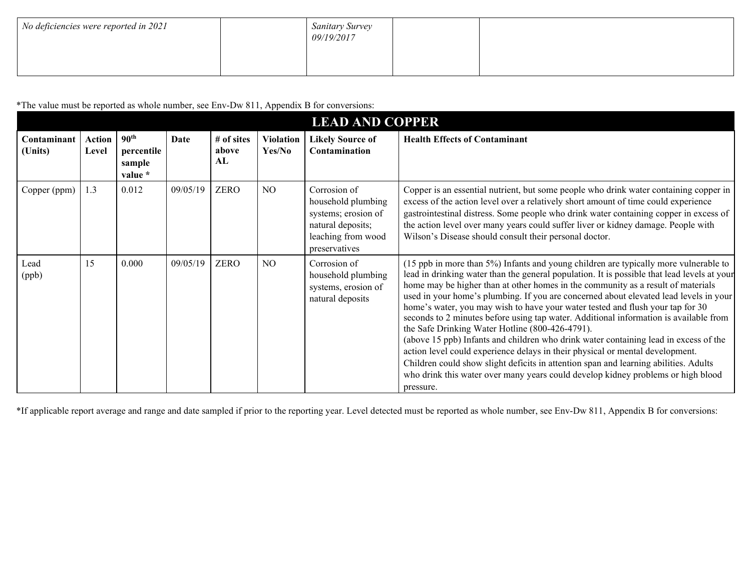| | | | | |
|---|---|---|---|---|
| *No deficiencies were reported in 2021* | | *Sanitary Survey 09/19/2017* | | |

*The value must be reported as whole number, see Env-Dw 811, Appendix B for conversions:

## LEAD AND COPPER

| Contaminant (Units) | Action Level | 90th percentile sample value * | Date | # of sites above AL | Violation Yes/No | Likely Source of Contamination | Health Effects of Contaminant |
|---|---|---|---|---|---|---|---|
| Copper (ppm) | 1.3 | 0.012 | 09/05/19 | ZERO | NO | Corrosion of household plumbing systems; erosion of natural deposits; leaching from wood preservatives | Copper is an essential nutrient, but some people who drink water containing copper in excess of the action level over a relatively short amount of time could experience gastrointestinal distress. Some people who drink water containing copper in excess of the action level over many years could suffer liver or kidney damage. People with Wilson's Disease should consult their personal doctor. |
| Lead (ppb) | 15 | 0.000 | 09/05/19 | ZERO | NO | Corrosion of household plumbing systems, erosion of natural deposits | (15 ppb in more than 5%) Infants and young children are typically more vulnerable to lead in drinking water than the general population. It is possible that lead levels at your home may be higher than at other homes in the community as a result of materials used in your home's plumbing. If you are concerned about elevated lead levels in your home's water, you may wish to have your water tested and flush your tap for 30 seconds to 2 minutes before using tap water. Additional information is available from the Safe Drinking Water Hotline (800-426-4791). (above 15 ppb) Infants and children who drink water containing lead in excess of the action level could experience delays in their physical or mental development. Children could show slight deficits in attention span and learning abilities. Adults who drink this water over many years could develop kidney problems or high blood pressure. |

*If applicable report average and range and date sampled if prior to the reporting year. Level detected must be reported as whole number, see Env-Dw 811, Appendix B for conversions: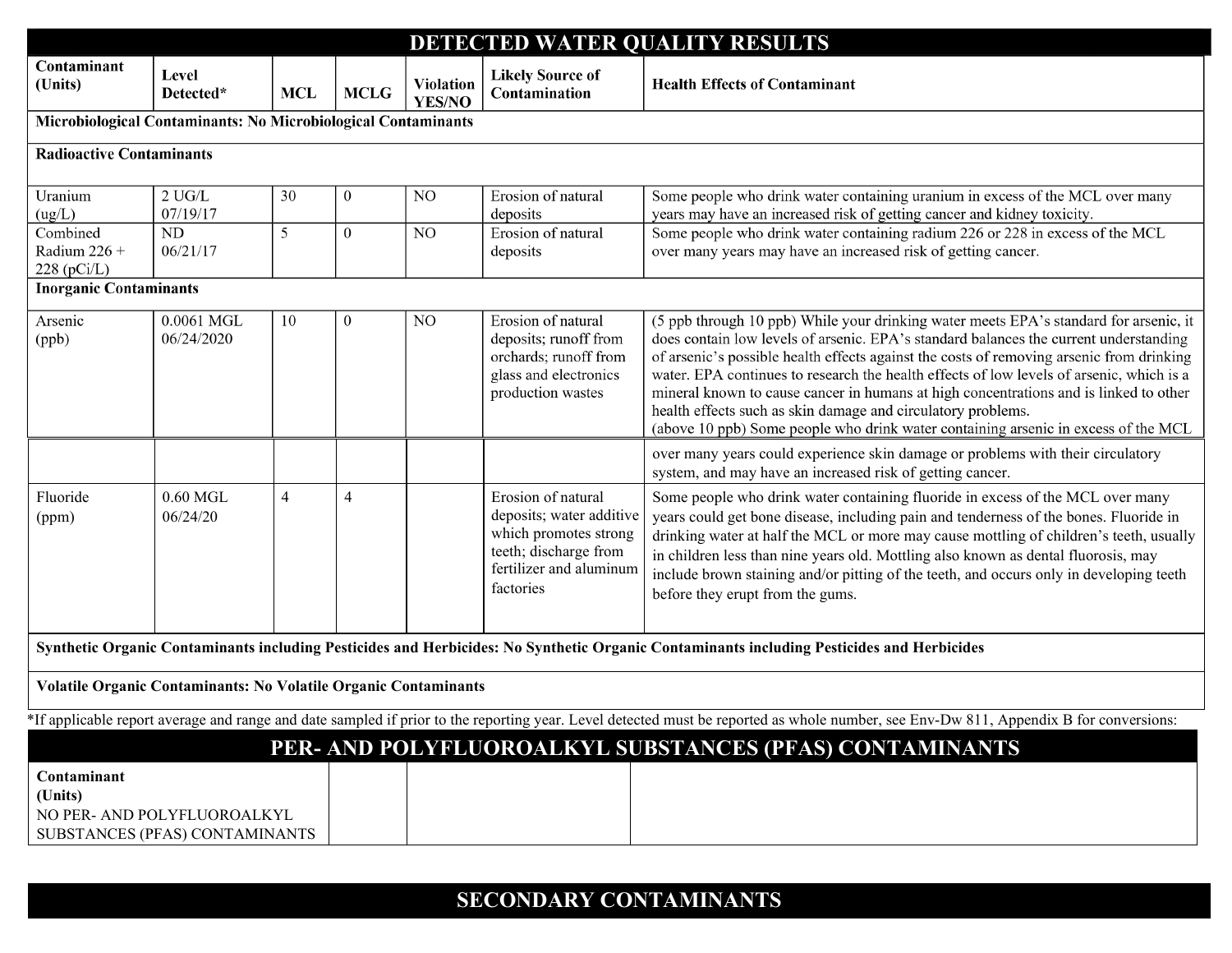## DETECTED WATER QUALITY RESULTS

| Contaminant (Units) | Level Detected* | MCL | MCLG | Violation YES/NO | Likely Source of Contamination | Health Effects of Contaminant |
|---|---|---|---|---|---|---|
| **Microbiological Contaminants: No Microbiological Contaminants** | | | | | | |
| **Radioactive Contaminants** | | | | | | |
| Uranium (ug/L) | 2 UG/L 07/19/17 | 30 | 0 | NO | Erosion of natural deposits | Some people who drink water containing uranium in excess of the MCL over many years may have an increased risk of getting cancer and kidney toxicity. |
| Combined Radium 226 + 228 (pCi/L) | ND 06/21/17 | 5 | 0 | NO | Erosion of natural deposits | Some people who drink water containing radium 226 or 228 in excess of the MCL over many years may have an increased risk of getting cancer. |
| **Inorganic Contaminants** | | | | | | |
| Arsenic (ppb) | 0.0061 MGL 06/24/2020 | 10 | 0 | NO | Erosion of natural deposits; runoff from orchards; runoff from glass and electronics production wastes | (5 ppb through 10 ppb) While your drinking water meets EPA's standard for arsenic, it does contain low levels of arsenic. EPA's standard balances the current understanding of arsenic's possible health effects against the costs of removing arsenic from drinking water. EPA continues to research the health effects of low levels of arsenic, which is a mineral known to cause cancer in humans at high concentrations and is linked to other health effects such as skin damage and circulatory problems. (above 10 ppb) Some people who drink water containing arsenic in excess of the MCL over many years could experience skin damage or problems with their circulatory system, and may have an increased risk of getting cancer. |
| Fluoride (ppm) | 0.60 MGL 06/24/20 | 4 | 4 | | Erosion of natural deposits; water additive which promotes strong teeth; discharge from fertilizer and aluminum factories | Some people who drink water containing fluoride in excess of the MCL over many years could get bone disease, including pain and tenderness of the bones. Fluoride in drinking water at half the MCL or more may cause mottling of children's teeth, usually in children less than nine years old. Mottling also known as dental fluorosis, may include brown staining and/or pitting of the teeth, and occurs only in developing teeth before they erupt from the gums. |
| **Synthetic Organic Contaminants including Pesticides and Herbicides: No Synthetic Organic Contaminants including Pesticides and Herbicides** | | | | | | |
| **Volatile Organic Contaminants: No Volatile Organic Contaminants** | | | | | | |

*If applicable report average and range and date sampled if prior to the reporting year. Level detected must be reported as whole number, see Env-Dw 811, Appendix B for conversions:

## PER- AND POLYFLUOROALKYL SUBSTANCES (PFAS) CONTAMINANTS

| Contaminant (Units) | | | |
|---|---|---|---|
| NO PER- AND POLYFLUOROALKYL SUBSTANCES (PFAS) CONTAMINANTS | | | |

## SECONDARY CONTAMINANTS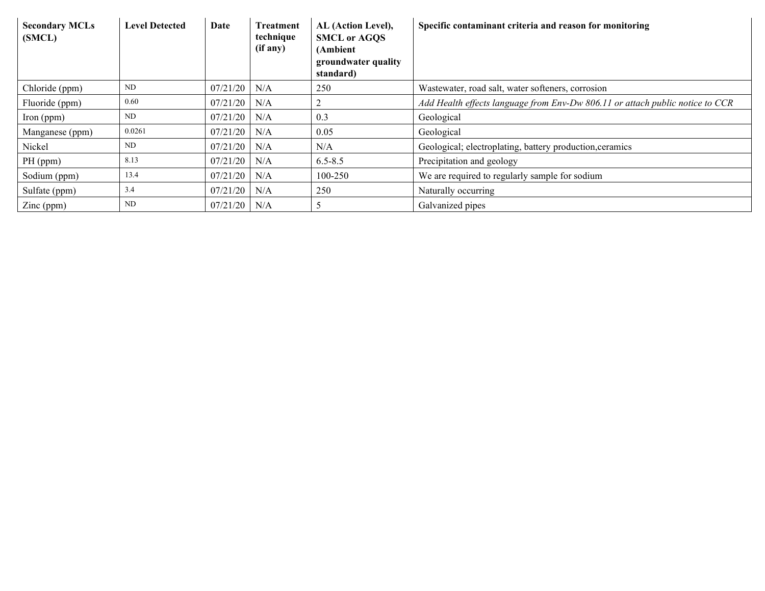| Secondary MCLs (SMCL) | Level Detected | Date | Treatment technique (if any) | AL (Action Level), SMCL or AGQS (Ambient groundwater quality standard) | Specific contaminant criteria and reason for monitoring |
|---|---|---|---|---|---|
| Chloride (ppm) | ND | 07/21/20 | N/A | 250 | Wastewater, road salt, water softeners, corrosion |
| Fluoride (ppm) | 0.60 | 07/21/20 | N/A | 2 | *Add Health effects language from Env-Dw 806.11 or attach public notice to CCR* |
| Iron (ppm) | ND | 07/21/20 | N/A | 0.3 | Geological |
| Manganese (ppm) | 0.0261 | 07/21/20 | N/A | 0.05 | Geological |
| Nickel | ND | 07/21/20 | N/A | N/A | Geological; electroplating, battery production,ceramics |
| PH (ppm) | 8.13 | 07/21/20 | N/A | 6.5-8.5 | Precipitation and geology |
| Sodium (ppm) | 13.4 | 07/21/20 | N/A | 100-250 | We are required to regularly sample for sodium |
| Sulfate (ppm) | 3.4 | 07/21/20 | N/A | 250 | Naturally occurring |
| Zinc (ppm) | ND | 07/21/20 | N/A | 5 | Galvanized pipes |